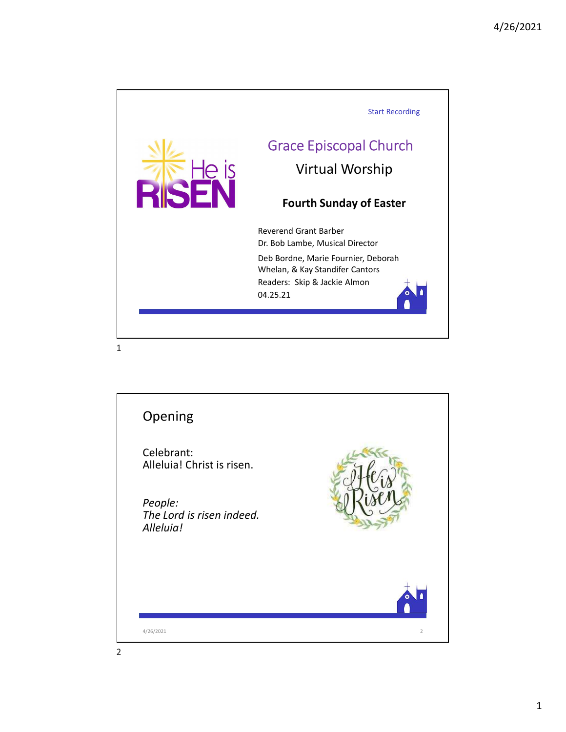Start Recording

# Grace Episcopal Church

## Virtual Worship

### Fourth Sunday of Easter

Reverend Grant Barber
Dr. Bob Lambe, Musical Director

Deb Bordne, Marie Fournier, Deborah Whelan, & Kay Standifer Cantors

Readers: Skip & Jackie Almon

04.25.21

## Opening

Celebrant:
Alleluia! Christ is risen.

*People:*
*The Lord is risen indeed.*
*Alleluia!*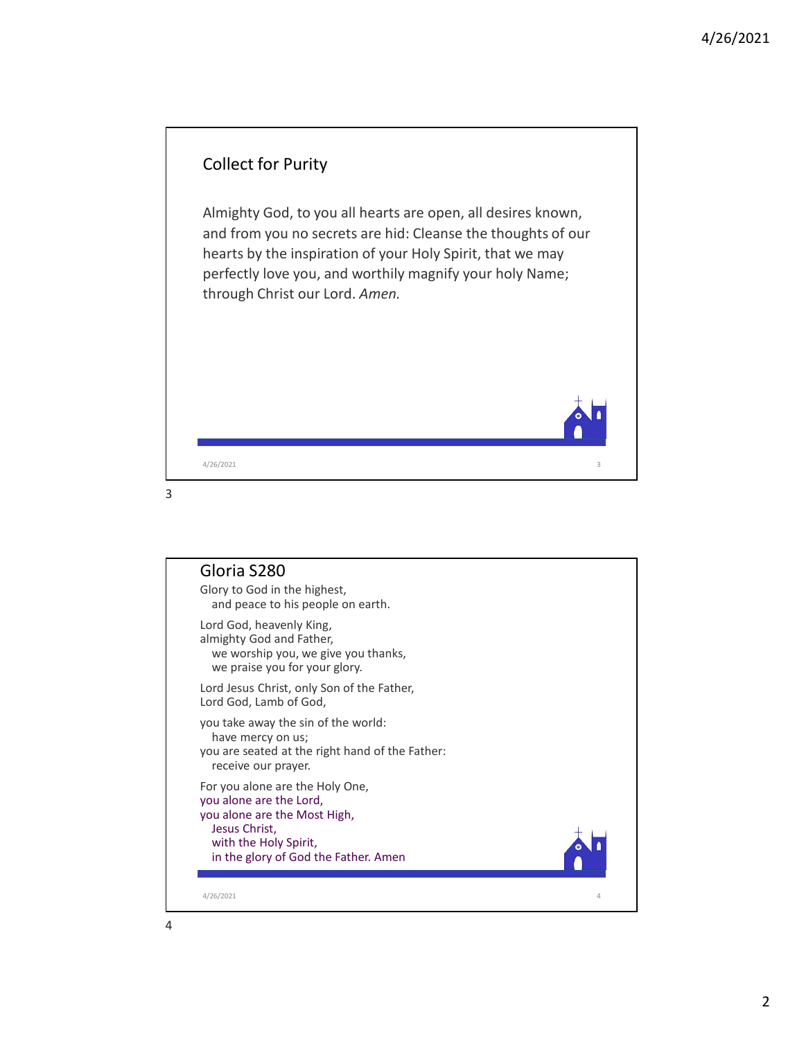## Collect for Purity

Almighty God, to you all hearts are open, all desires known, and from you no secrets are hid: Cleanse the thoughts of our hearts by the inspiration of your Holy Spirit, that we may perfectly love you, and worthily magnify your holy Name; through Christ our Lord. *Amen.*

## Gloria S280

Glory to God in the highest,
  and peace to his people on earth.

Lord God, heavenly King,
almighty God and Father,
  we worship you, we give you thanks,
  we praise you for your glory.

Lord Jesus Christ, only Son of the Father,
Lord God, Lamb of God,

you take away the sin of the world:
  have mercy on us;
you are seated at the right hand of the Father:
  receive our prayer.

For you alone are the Holy One,
you alone are the Lord,
you alone are the Most High,
  Jesus Christ,
  with the Holy Spirit,
  in the glory of God the Father. Amen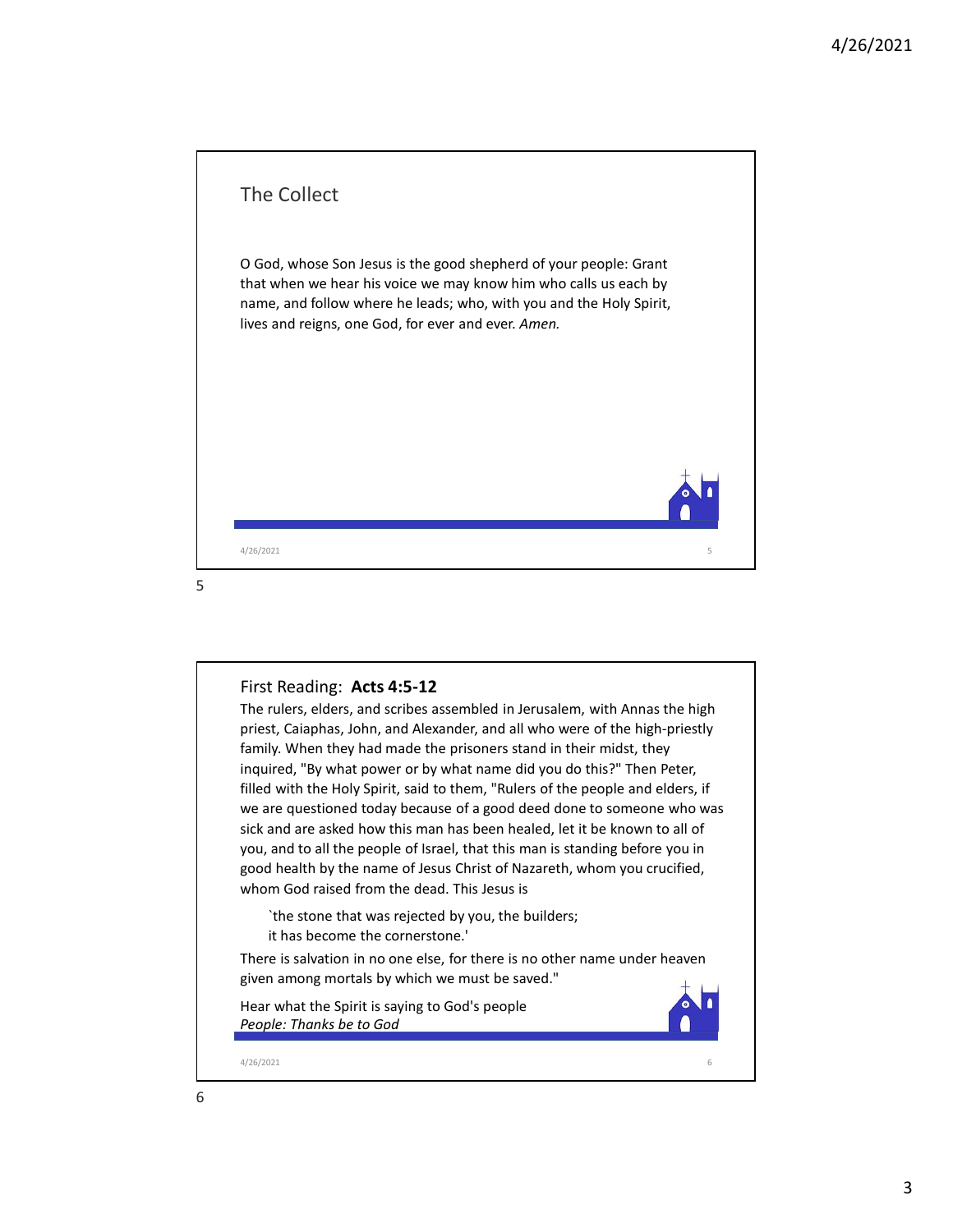## The Collect

O God, whose Son Jesus is the good shepherd of your people: Grant that when we hear his voice we may know him who calls us each by name, and follow where he leads; who, with you and the Holy Spirit, lives and reigns, one God, for ever and ever. *Amen.*

## First Reading: **Acts 4:5-12**

The rulers, elders, and scribes assembled in Jerusalem, with Annas the high priest, Caiaphas, John, and Alexander, and all who were of the high-priestly family. When they had made the prisoners stand in their midst, they inquired, "By what power or by what name did you do this?" Then Peter, filled with the Holy Spirit, said to them, "Rulers of the people and elders, if we are questioned today because of a good deed done to someone who was sick and are asked how this man has been healed, let it be known to all of you, and to all the people of Israel, that this man is standing before you in good health by the name of Jesus Christ of Nazareth, whom you crucified, whom God raised from the dead. This Jesus is

> `the stone that was rejected by you, the builders;
> it has become the cornerstone.'

There is salvation in no one else, for there is no other name under heaven given among mortals by which we must be saved."

Hear what the Spirit is saying to God's people
*People: Thanks be to God*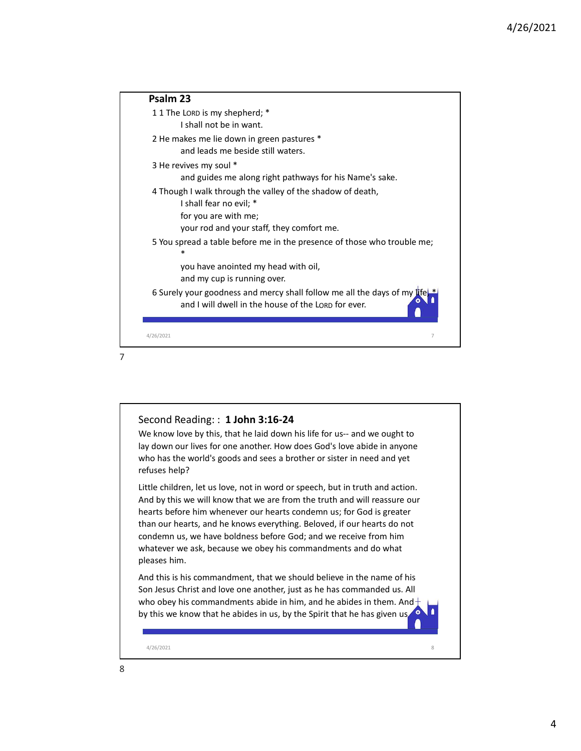## Psalm 23

1 1 The LORD is my shepherd; *
    I shall not be in want.

2 He makes me lie down in green pastures *
    and leads me beside still waters.

3 He revives my soul *
    and guides me along right pathways for his Name's sake.

4 Though I walk through the valley of the shadow of death,
    I shall fear no evil; *
    for you are with me;
    your rod and your staff, they comfort me.

5 You spread a table before me in the presence of those who trouble me; *
    you have anointed my head with oil,
    and my cup is running over.

6 Surely your goodness and mercy shall follow me all the days of my life, *
    and I will dwell in the house of the LORD for ever.

## Second Reading: : **1 John 3:16-24**

We know love by this, that he laid down his life for us-- and we ought to lay down our lives for one another. How does God's love abide in anyone who has the world's goods and sees a brother or sister in need and yet refuses help?

Little children, let us love, not in word or speech, but in truth and action. And by this we will know that we are from the truth and will reassure our hearts before him whenever our hearts condemn us; for God is greater than our hearts, and he knows everything. Beloved, if our hearts do not condemn us, we have boldness before God; and we receive from him whatever we ask, because we obey his commandments and do what pleases him.

And this is his commandment, that we should believe in the name of his Son Jesus Christ and love one another, just as he has commanded us. All who obey his commandments abide in him, and he abides in them. And by this we know that he abides in us, by the Spirit that he has given us.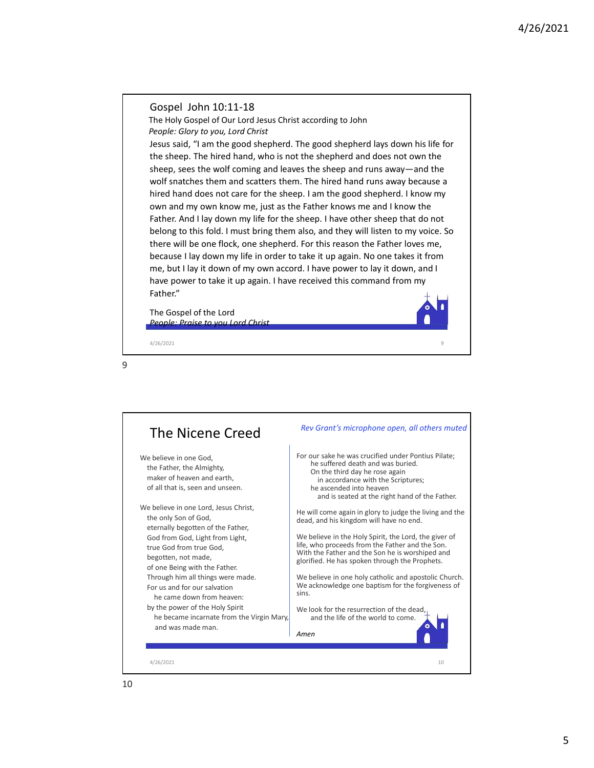## Gospel John 10:11-18

The Holy Gospel of Our Lord Jesus Christ according to John

*People: Glory to you, Lord Christ*

Jesus said, "I am the good shepherd. The good shepherd lays down his life for the sheep. The hired hand, who is not the shepherd and does not own the sheep, sees the wolf coming and leaves the sheep and runs away—and the wolf snatches them and scatters them. The hired hand runs away because a hired hand does not care for the sheep. I am the good shepherd. I know my own and my own know me, just as the Father knows me and I know the Father. And I lay down my life for the sheep. I have other sheep that do not belong to this fold. I must bring them also, and they will listen to my voice. So there will be one flock, one shepherd. For this reason the Father loves me, because I lay down my life in order to take it up again. No one takes it from me, but I lay it down of my own accord. I have power to lay it down, and I have power to take it up again. I have received this command from my Father."

The Gospel of the Lord

*People: Praise to you Lord Christ*

## The Nicene Creed

*Rev Grant's microphone open, all others muted*

We believe in one God,
the Father, the Almighty,
maker of heaven and earth,
of all that is, seen and unseen.

We believe in one Lord, Jesus Christ,
the only Son of God,
eternally begotten of the Father,
God from God, Light from Light,
true God from true God,
begotten, not made,
of one Being with the Father.
Through him all things were made.
For us and for our salvation
he came down from heaven:
by the power of the Holy Spirit
he became incarnate from the Virgin Mary,
and was made man.

For our sake he was crucified under Pontius Pilate;
he suffered death and was buried.
On the third day he rose again
in accordance with the Scriptures;
he ascended into heaven
and is seated at the right hand of the Father.

He will come again in glory to judge the living and the dead, and his kingdom will have no end.

We believe in the Holy Spirit, the Lord, the giver of life, who proceeds from the Father and the Son. With the Father and the Son he is worshiped and glorified. He has spoken through the Prophets.

We believe in one holy catholic and apostolic Church. We acknowledge one baptism for the forgiveness of sins.

We look for the resurrection of the dead,
and the life of the world to come.

*Amen*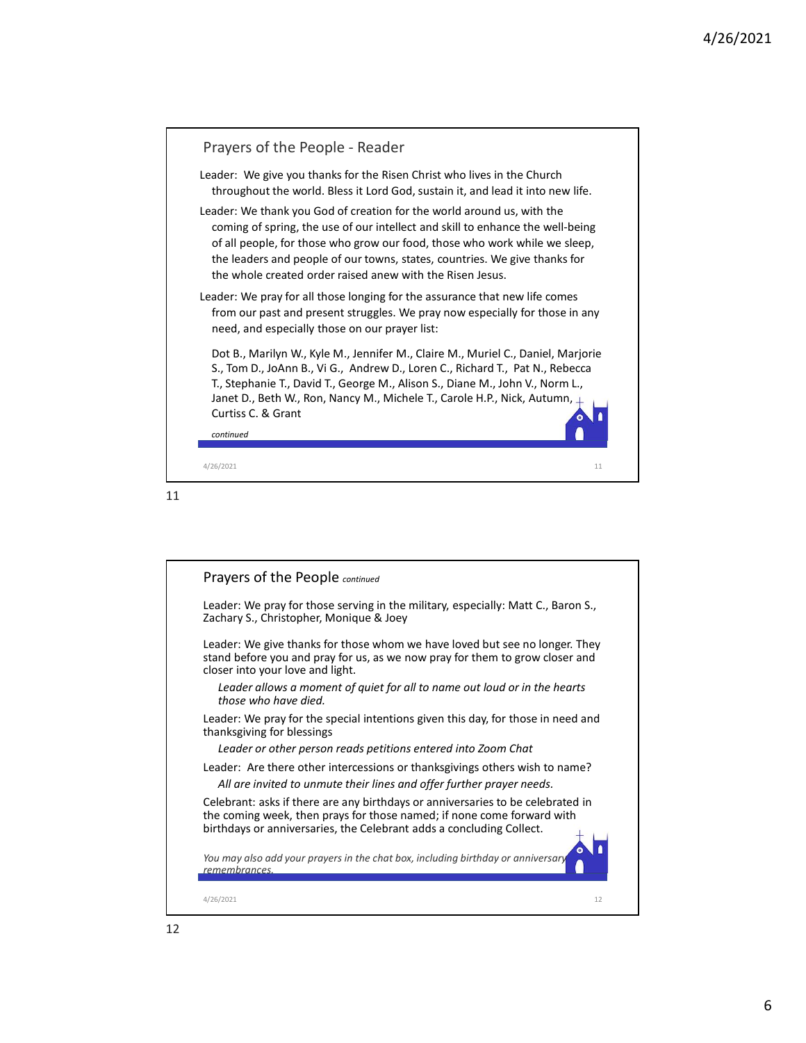## Prayers of the People - Reader

Leader: We give you thanks for the Risen Christ who lives in the Church throughout the world. Bless it Lord God, sustain it, and lead it into new life.

Leader: We thank you God of creation for the world around us, with the coming of spring, the use of our intellect and skill to enhance the well-being of all people, for those who grow our food, those who work while we sleep, the leaders and people of our towns, states, countries. We give thanks for the whole created order raised anew with the Risen Jesus.

Leader: We pray for all those longing for the assurance that new life comes from our past and present struggles. We pray now especially for those in any need, and especially those on our prayer list:

Dot B., Marilyn W., Kyle M., Jennifer M., Claire M., Muriel C., Daniel, Marjorie S., Tom D., JoAnn B., Vi G., Andrew D., Loren C., Richard T., Pat N., Rebecca T., Stephanie T., David T., George M., Alison S., Diane M., John V., Norm L., Janet D., Beth W., Ron, Nancy M., Michele T., Carole H.P., Nick, Autumn, Curtiss C. & Grant

*continued*

## Prayers of the People *continued*

Leader: We pray for those serving in the military, especially: Matt C., Baron S., Zachary S., Christopher, Monique & Joey

Leader: We give thanks for those whom we have loved but see no longer. They stand before you and pray for us, as we now pray for them to grow closer and closer into your love and light.

*Leader allows a moment of quiet for all to name out loud or in the hearts those who have died.*

Leader: We pray for the special intentions given this day, for those in need and thanksgiving for blessings

*Leader or other person reads petitions entered into Zoom Chat*

Leader: Are there other intercessions or thanksgivings others wish to name?

*All are invited to unmute their lines and offer further prayer needs.*

Celebrant: asks if there are any birthdays or anniversaries to be celebrated in the coming week, then prays for those named; if none come forward with birthdays or anniversaries, the Celebrant adds a concluding Collect.

*You may also add your prayers in the chat box, including birthday or anniversary remembrances.*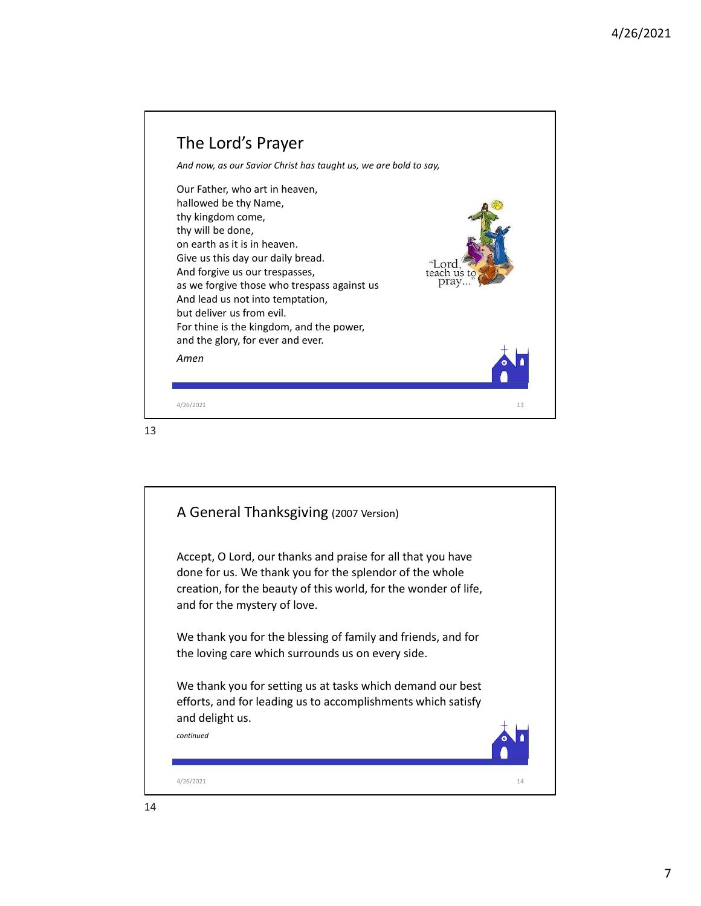## The Lord's Prayer

*And now, as our Savior Christ has taught us, we are bold to say,*

Our Father, who art in heaven,
hallowed be thy Name,
thy kingdom come,
thy will be done,
on earth as it is in heaven.
Give us this day our daily bread.
And forgive us our trespasses,
as we forgive those who trespass against us
And lead us not into temptation,
but deliver us from evil.
For thine is the kingdom, and the power,
and the glory, for ever and ever.

*Amen*

## A General Thanksgiving (2007 Version)

Accept, O Lord, our thanks and praise for all that you have done for us. We thank you for the splendor of the whole creation, for the beauty of this world, for the wonder of life, and for the mystery of love.

We thank you for the blessing of family and friends, and for the loving care which surrounds us on every side.

We thank you for setting us at tasks which demand our best efforts, and for leading us to accomplishments which satisfy and delight us.

*continued*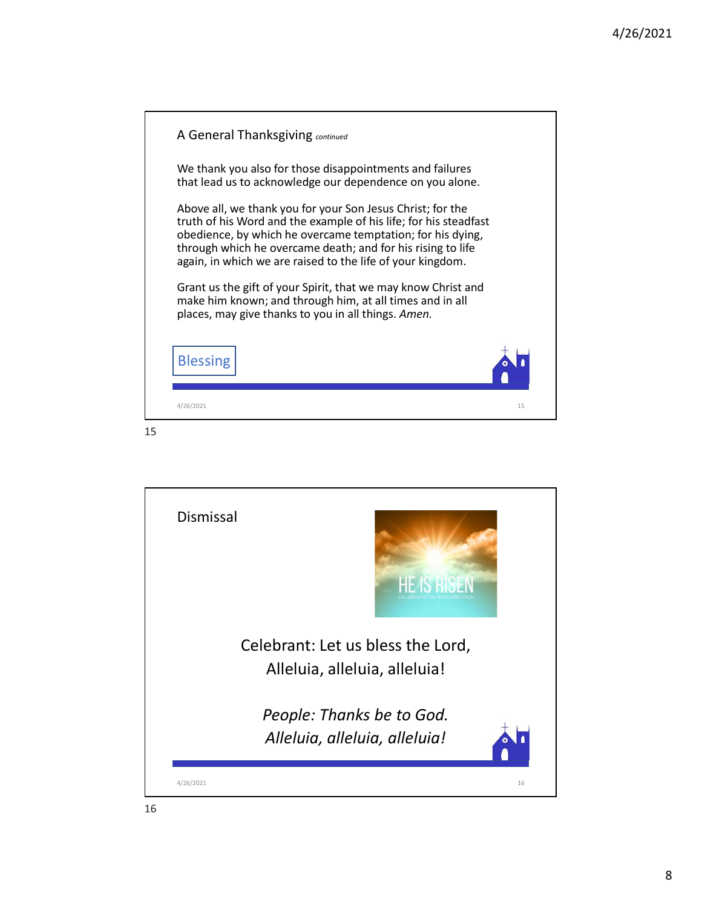## A General Thanksgiving *continued*

We thank you also for those disappointments and failures that lead us to acknowledge our dependence on you alone.

Above all, we thank you for your Son Jesus Christ; for the truth of his Word and the example of his life; for his steadfast obedience, by which he overcame temptation; for his dying, through which he overcame death; and for his rising to life again, in which we are raised to the life of your kingdom.

Grant us the gift of your Spirit, that we may know Christ and make him known; and through him, at all times and in all places, may give thanks to you in all things. *Amen.*

Blessing

## Dismissal

Celebrant: Let us bless the Lord,
Alleluia, alleluia, alleluia!

*People: Thanks be to God.*
*Alleluia, alleluia, alleluia!*